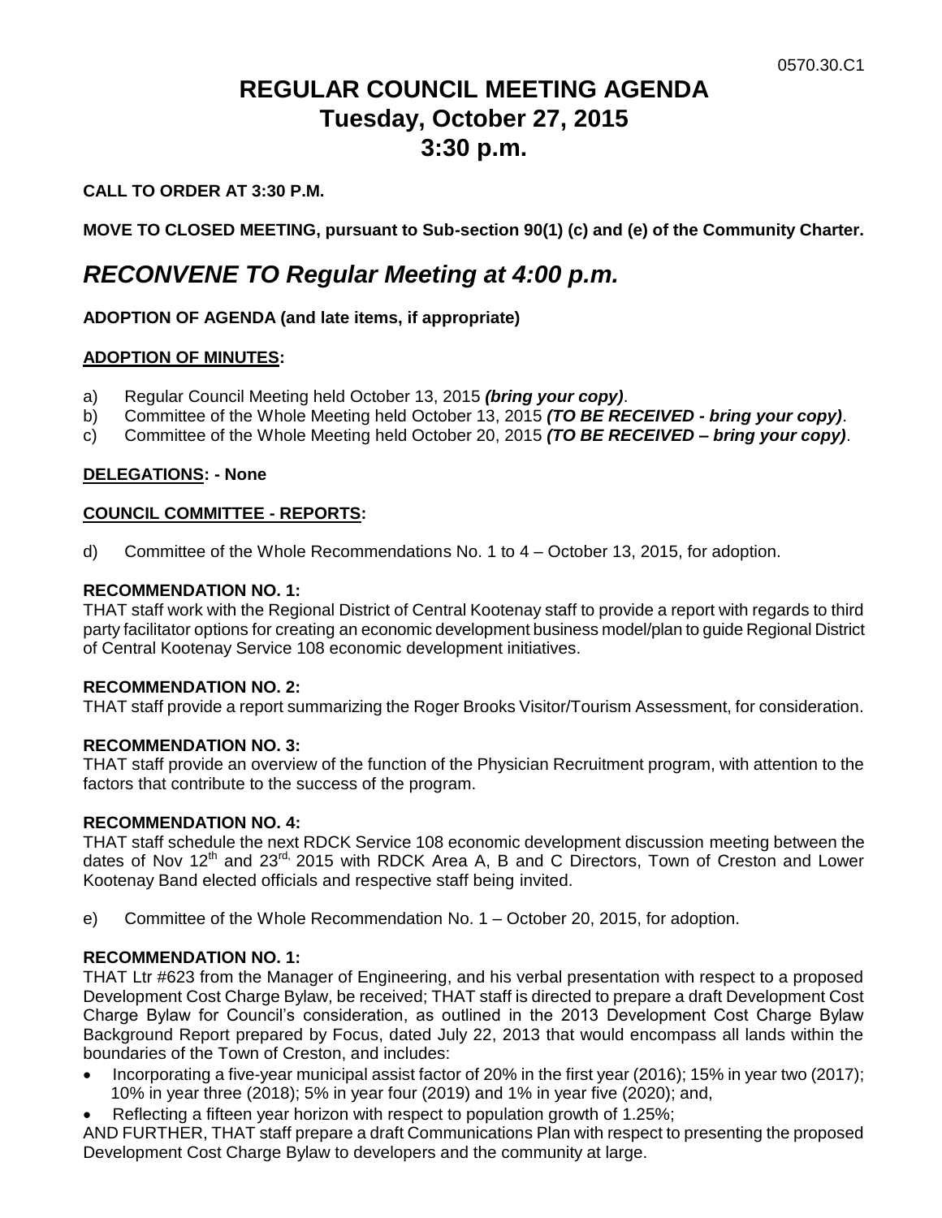0570.30.C1

# REGULAR COUNCIL MEETING AGENDA
# Tuesday, October 27, 2015
# 3:30 p.m.

**CALL TO ORDER AT 3:30 P.M.**

**MOVE TO CLOSED MEETING, pursuant to Sub-section 90(1) (c) and (e) of the Community Charter.**

## *RECONVENE TO Regular Meeting at 4:00 p.m.*

**ADOPTION OF AGENDA (and late items, if appropriate)**

**ADOPTION OF MINUTES:**

a) Regular Council Meeting held October 13, 2015 ***(bring your copy)***.
b) Committee of the Whole Meeting held October 13, 2015 ***(TO BE RECEIVED - bring your copy)***.
c) Committee of the Whole Meeting held October 20, 2015 ***(TO BE RECEIVED – bring your copy)***.

**DELEGATIONS: - None**

**COUNCIL COMMITTEE - REPORTS:**

d) Committee of the Whole Recommendations No. 1 to 4 – October 13, 2015, for adoption.

**RECOMMENDATION NO. 1:**
THAT staff work with the Regional District of Central Kootenay staff to provide a report with regards to third party facilitator options for creating an economic development business model/plan to guide Regional District of Central Kootenay Service 108 economic development initiatives.

**RECOMMENDATION NO. 2:**
THAT staff provide a report summarizing the Roger Brooks Visitor/Tourism Assessment, for consideration.

**RECOMMENDATION NO. 3:**
THAT staff provide an overview of the function of the Physician Recruitment program, with attention to the factors that contribute to the success of the program.

**RECOMMENDATION NO. 4:**
THAT staff schedule the next RDCK Service 108 economic development discussion meeting between the dates of Nov 12th and 23rd, 2015 with RDCK Area A, B and C Directors, Town of Creston and Lower Kootenay Band elected officials and respective staff being invited.

e) Committee of the Whole Recommendation No. 1 – October 20, 2015, for adoption.

**RECOMMENDATION NO. 1:**
THAT Ltr #623 from the Manager of Engineering, and his verbal presentation with respect to a proposed Development Cost Charge Bylaw, be received; THAT staff is directed to prepare a draft Development Cost Charge Bylaw for Council's consideration, as outlined in the 2013 Development Cost Charge Bylaw Background Report prepared by Focus, dated July 22, 2013 that would encompass all lands within the boundaries of the Town of Creston, and includes:

- Incorporating a five-year municipal assist factor of 20% in the first year (2016); 15% in year two (2017); 10% in year three (2018); 5% in year four (2019) and 1% in year five (2020); and,
- Reflecting a fifteen year horizon with respect to population growth of 1.25%;

AND FURTHER, THAT staff prepare a draft Communications Plan with respect to presenting the proposed Development Cost Charge Bylaw to developers and the community at large.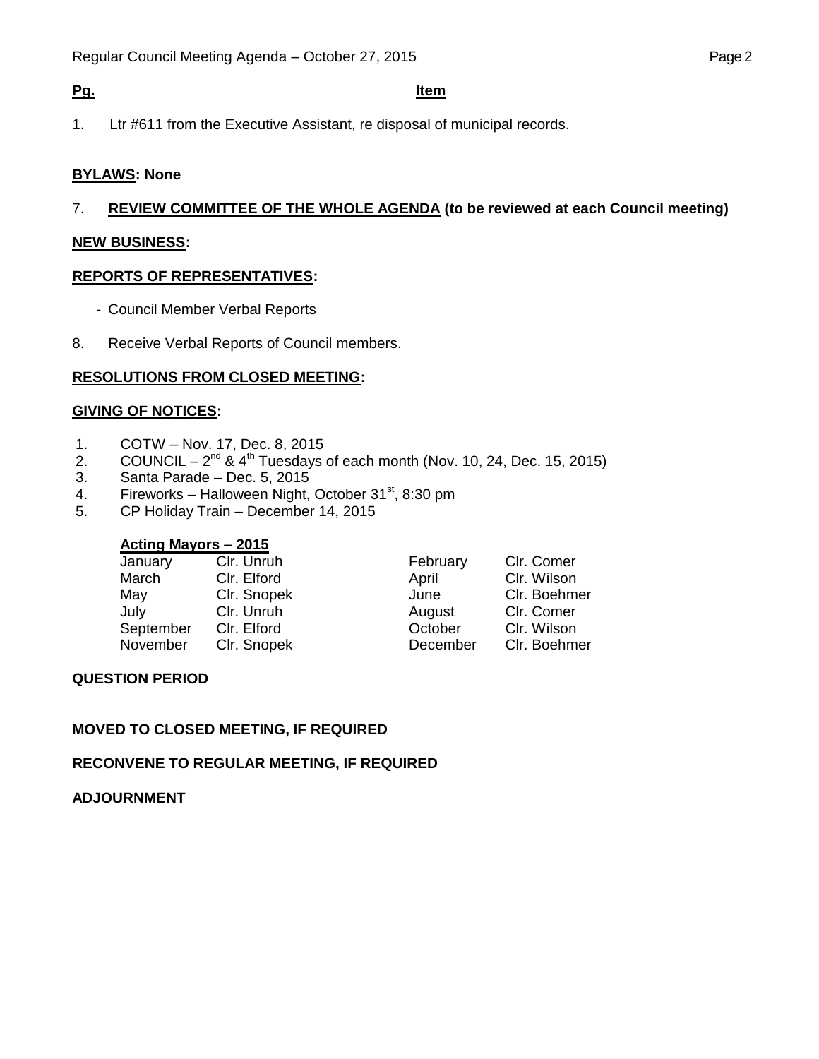**Pg.** **Item**

1. Ltr #611 from the Executive Assistant, re disposal of municipal records.

**BYLAWS: None**

7. **REVIEW COMMITTEE OF THE WHOLE AGENDA (to be reviewed at each Council meeting)**

**NEW BUSINESS:**

**REPORTS OF REPRESENTATIVES:**

- Council Member Verbal Reports

8. Receive Verbal Reports of Council members.

**RESOLUTIONS FROM CLOSED MEETING:**

**GIVING OF NOTICES:**

1. COTW – Nov. 17, Dec. 8, 2015
2. COUNCIL – 2nd & 4th Tuesdays of each month (Nov. 10, 24, Dec. 15, 2015)
3. Santa Parade – Dec. 5, 2015
4. Fireworks – Halloween Night, October 31st, 8:30 pm
5. CP Holiday Train – December 14, 2015

**Acting Mayors – 2015**

| | | | |
|---|---|---|---|
| January | Clr. Unruh | February | Clr. Comer |
| March | Clr. Elford | April | Clr. Wilson |
| May | Clr. Snopek | June | Clr. Boehmer |
| July | Clr. Unruh | August | Clr. Comer |
| September | Clr. Elford | October | Clr. Wilson |
| November | Clr. Snopek | December | Clr. Boehmer |

**QUESTION PERIOD**

**MOVED TO CLOSED MEETING, IF REQUIRED**

**RECONVENE TO REGULAR MEETING, IF REQUIRED**

**ADJOURNMENT**